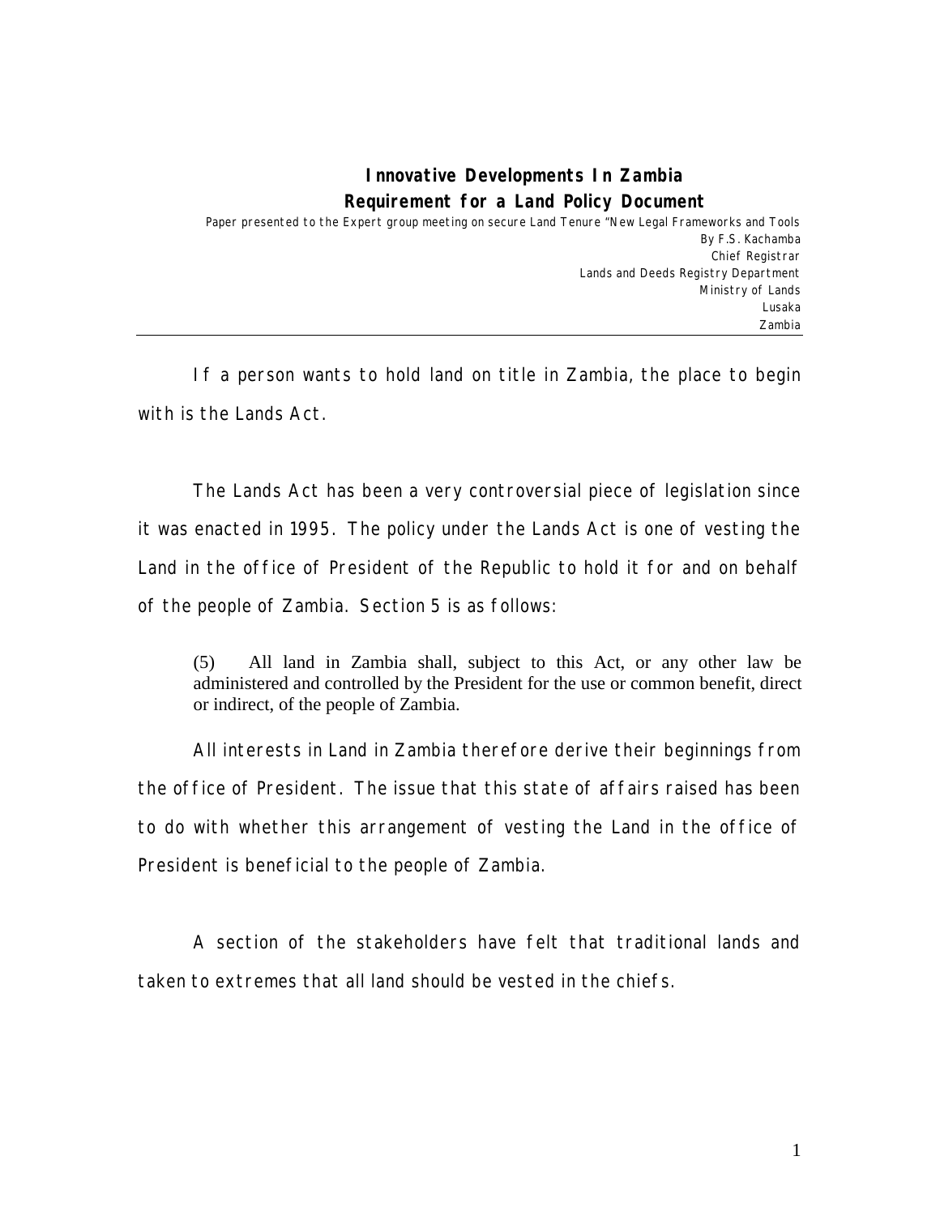# Innovative Developments In Zambia
## Requirement for a Land Policy Document

Paper presented to the Expert group meeting on secure Land Tenure "New Legal Frameworks and Tools

By F.S. Kachamba
Chief Registrar
Lands and Deeds Registry Department
Ministry of Lands
Lusaka
Zambia

---

If a person wants to hold land on title in Zambia, the place to begin with is the Lands Act.

The Lands Act has been a very controversial piece of legislation since it was enacted in 1995. The policy under the Lands Act is one of vesting the Land in the office of President of the Republic to hold it for and on behalf of the people of Zambia. Section 5 is as follows:

> (5) All land in Zambia shall, subject to this Act, or any other law be administered and controlled by the President for the use or common benefit, direct or indirect, of the people of Zambia.

All interests in Land in Zambia therefore derive their beginnings from the office of President. The issue that this state of affairs raised has been to do with whether this arrangement of vesting the Land in the office of President is beneficial to the people of Zambia.

A section of the stakeholders have felt that traditional lands and taken to extremes that all land should be vested in the chiefs.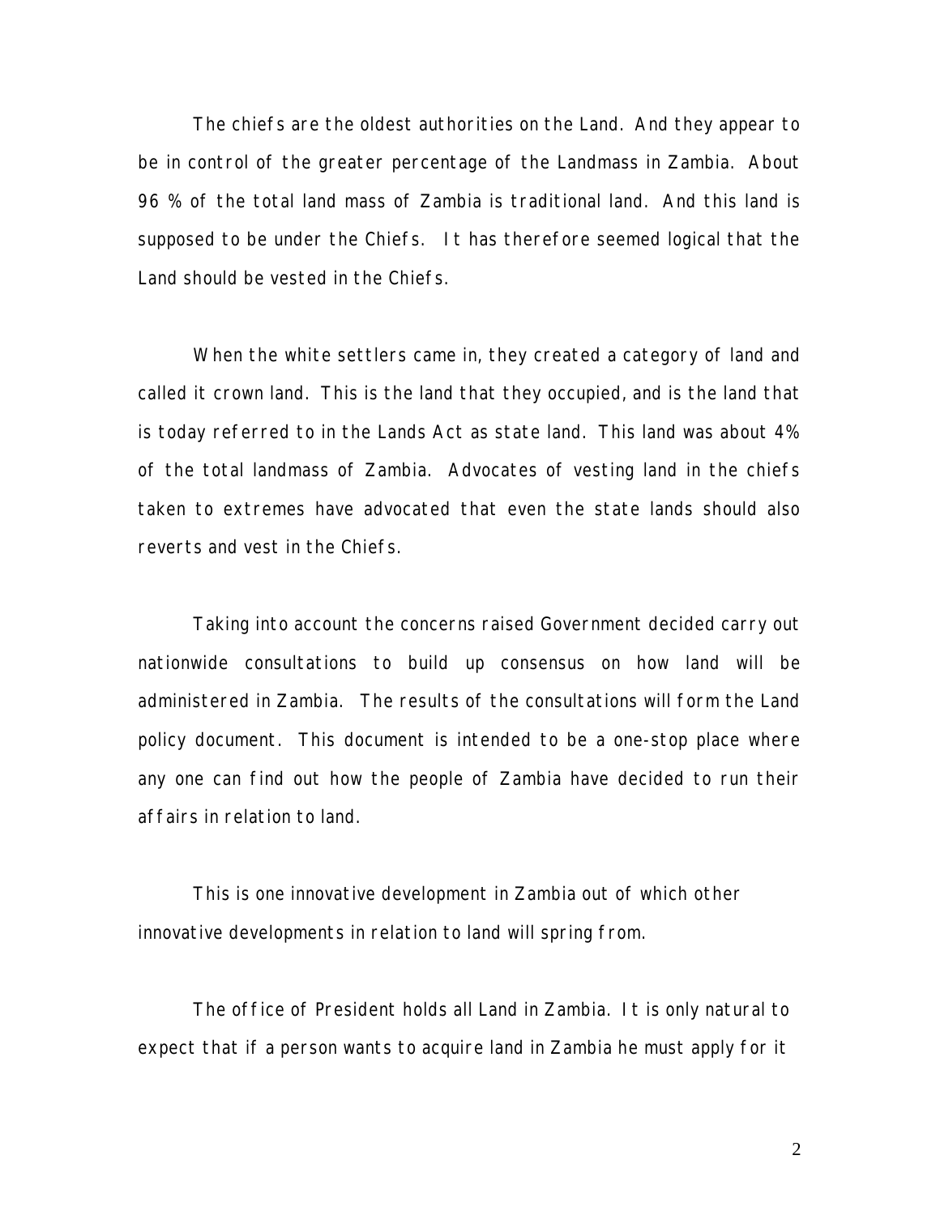The chiefs are the oldest authorities on the Land. And they appear to be in control of the greater percentage of the Landmass in Zambia. About 96 % of the total land mass of Zambia is traditional land. And this land is supposed to be under the Chiefs. It has therefore seemed logical that the Land should be vested in the Chiefs.

When the white settlers came in, they created a category of land and called it crown land. This is the land that they occupied, and is the land that is today referred to in the Lands Act as state land. This land was about 4% of the total landmass of Zambia. Advocates of vesting land in the chiefs taken to extremes have advocated that even the state lands should also reverts and vest in the Chiefs.

Taking into account the concerns raised Government decided carry out nationwide consultations to build up consensus on how land will be administered in Zambia. The results of the consultations will form the Land policy document. This document is intended to be a one-stop place where any one can find out how the people of Zambia have decided to run their affairs in relation to land.

This is one innovative development in Zambia out of which other innovative developments in relation to land will spring from.

The office of President holds all Land in Zambia. It is only natural to expect that if a person wants to acquire land in Zambia he must apply for it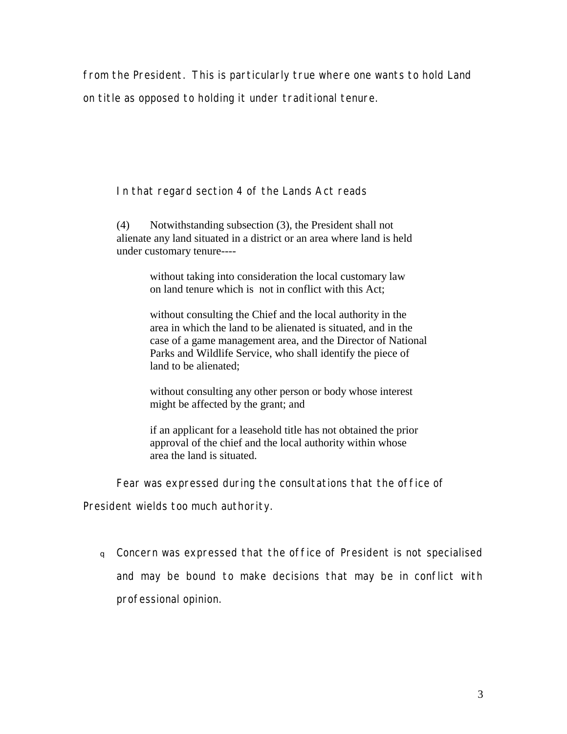from the President. This is particularly true where one wants to hold Land on title as opposed to holding it under traditional tenure.

In that regard section 4 of the Lands Act reads

> (4) Notwithstanding subsection (3), the President shall not alienate any land situated in a district or an area where land is held under customary tenure----
>
> > without taking into consideration the local customary law on land tenure which is not in conflict with this Act;
> >
> > without consulting the Chief and the local authority in the area in which the land to be alienated is situated, and in the case of a game management area, and the Director of National Parks and Wildlife Service, who shall identify the piece of land to be alienated;
> >
> > without consulting any other person or body whose interest might be affected by the grant; and
> >
> > if an applicant for a leasehold title has not obtained the prior approval of the chief and the local authority within whose area the land is situated.

Fear was expressed during the consultations that the office of President wields too much authority.

- Concern was expressed that the office of President is not specialised and may be bound to make decisions that may be in conflict with professional opinion.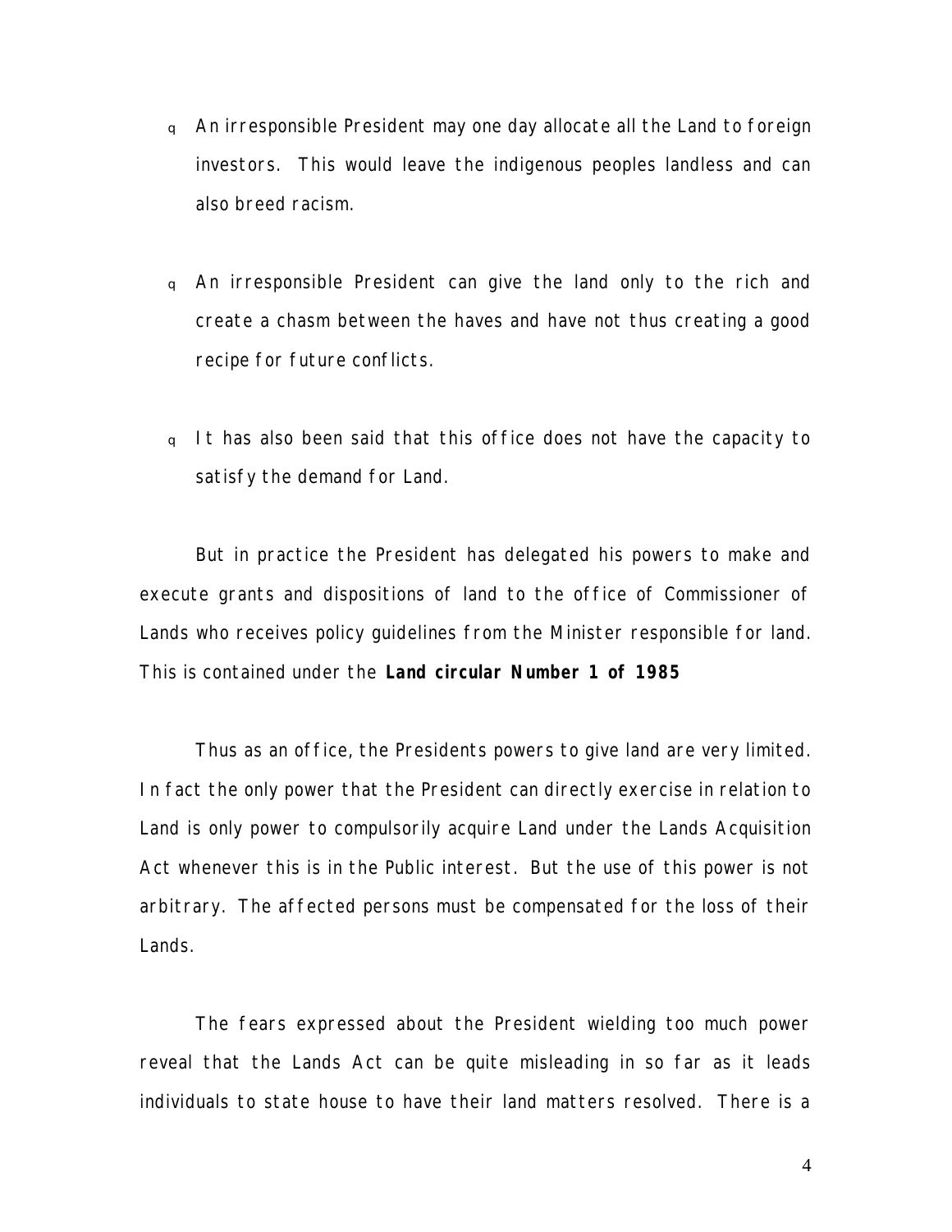- An irresponsible President may one day allocate all the Land to foreign investors. This would leave the indigenous peoples landless and can also breed racism.

- An irresponsible President can give the land only to the rich and create a chasm between the haves and have not thus creating a good recipe for future conflicts.

- It has also been said that this office does not have the capacity to satisfy the demand for Land.

But in practice the President has delegated his powers to make and execute grants and dispositions of land to the office of Commissioner of Lands who receives policy guidelines from the Minister responsible for land. This is contained under the **Land circular Number 1 of 1985**

Thus as an office, the Presidents powers to give land are very limited. In fact the only power that the President can directly exercise in relation to Land is only power to compulsorily acquire Land under the Lands Acquisition Act whenever this is in the Public interest. But the use of this power is not arbitrary. The affected persons must be compensated for the loss of their Lands.

The fears expressed about the President wielding too much power reveal that the Lands Act can be quite misleading in so far as it leads individuals to state house to have their land matters resolved. There is a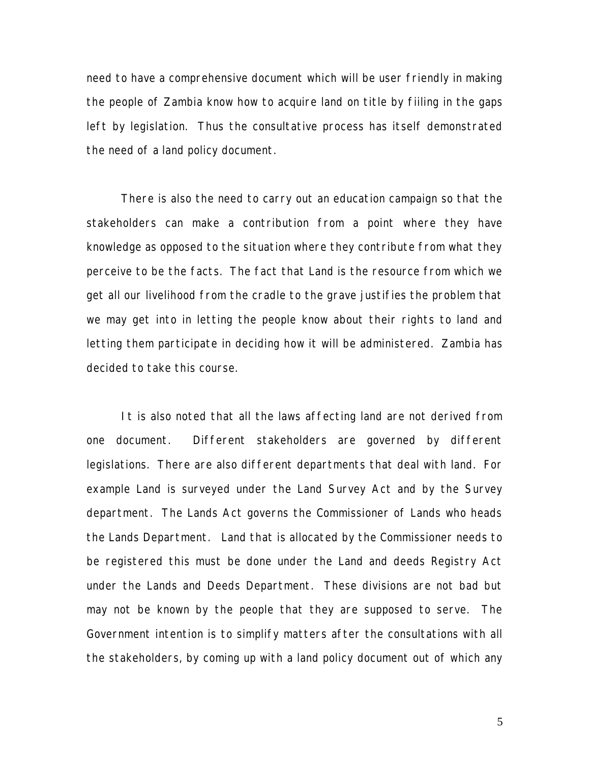need to have a comprehensive document which will be user friendly in making the people of Zambia know how to acquire land on title by fiiling in the gaps left by legislation. Thus the consultative process has itself demonstrated the need of a land policy document.

There is also the need to carry out an education campaign so that the stakeholders can make a contribution from a point where they have knowledge as opposed to the situation where they contribute from what they perceive to be the facts. The fact that Land is the resource from which we get all our livelihood from the cradle to the grave justifies the problem that we may get into in letting the people know about their rights to land and letting them participate in deciding how it will be administered. Zambia has decided to take this course.

It is also noted that all the laws affecting land are not derived from one document. Different stakeholders are governed by different legislations. There are also different departments that deal with land. For example Land is surveyed under the Land Survey Act and by the Survey department. The Lands Act governs the Commissioner of Lands who heads the Lands Department. Land that is allocated by the Commissioner needs to be registered this must be done under the Land and deeds Registry Act under the Lands and Deeds Department. These divisions are not bad but may not be known by the people that they are supposed to serve. The Government intention is to simplify matters after the consultations with all the stakeholders, by coming up with a land policy document out of which any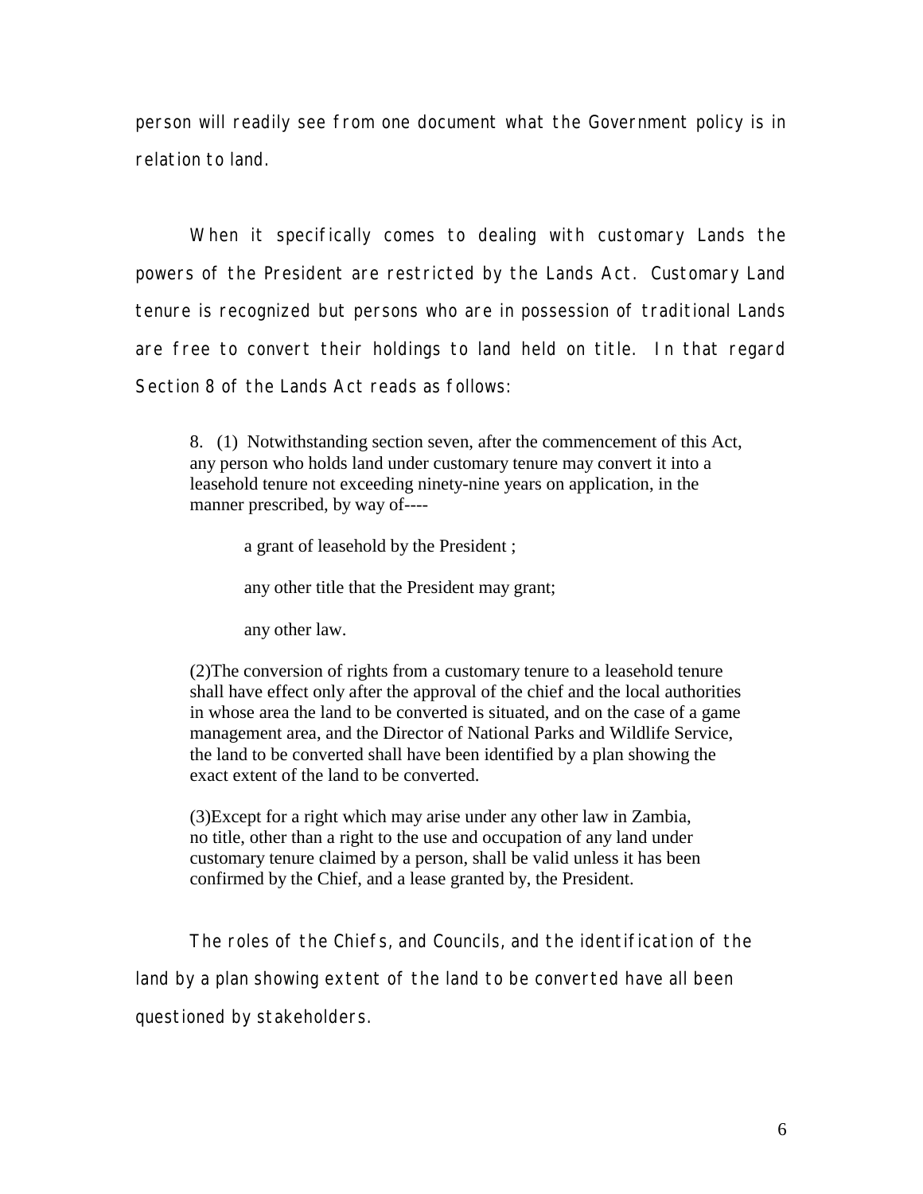person will readily see from one document what the Government policy is in relation to land.

When it specifically comes to dealing with customary Lands the powers of the President are restricted by the Lands Act. Customary Land tenure is recognized but persons who are in possession of traditional Lands are free to convert their holdings to land held on title. In that regard Section 8 of the Lands Act reads as follows:

> 8. (1) Notwithstanding section seven, after the commencement of this Act, any person who holds land under customary tenure may convert it into a leasehold tenure not exceeding ninety-nine years on application, in the manner prescribed, by way of----
>
> a grant of leasehold by the President ;
>
> any other title that the President may grant;
>
> any other law.
>
> (2)The conversion of rights from a customary tenure to a leasehold tenure shall have effect only after the approval of the chief and the local authorities in whose area the land to be converted is situated, and on the case of a game management area, and the Director of National Parks and Wildlife Service, the land to be converted shall have been identified by a plan showing the exact extent of the land to be converted.
>
> (3)Except for a right which may arise under any other law in Zambia, no title, other than a right to the use and occupation of any land under customary tenure claimed by a person, shall be valid unless it has been confirmed by the Chief, and a lease granted by, the President.

The roles of the Chiefs, and Councils, and the identification of the land by a plan showing extent of the land to be converted have all been questioned by stakeholders.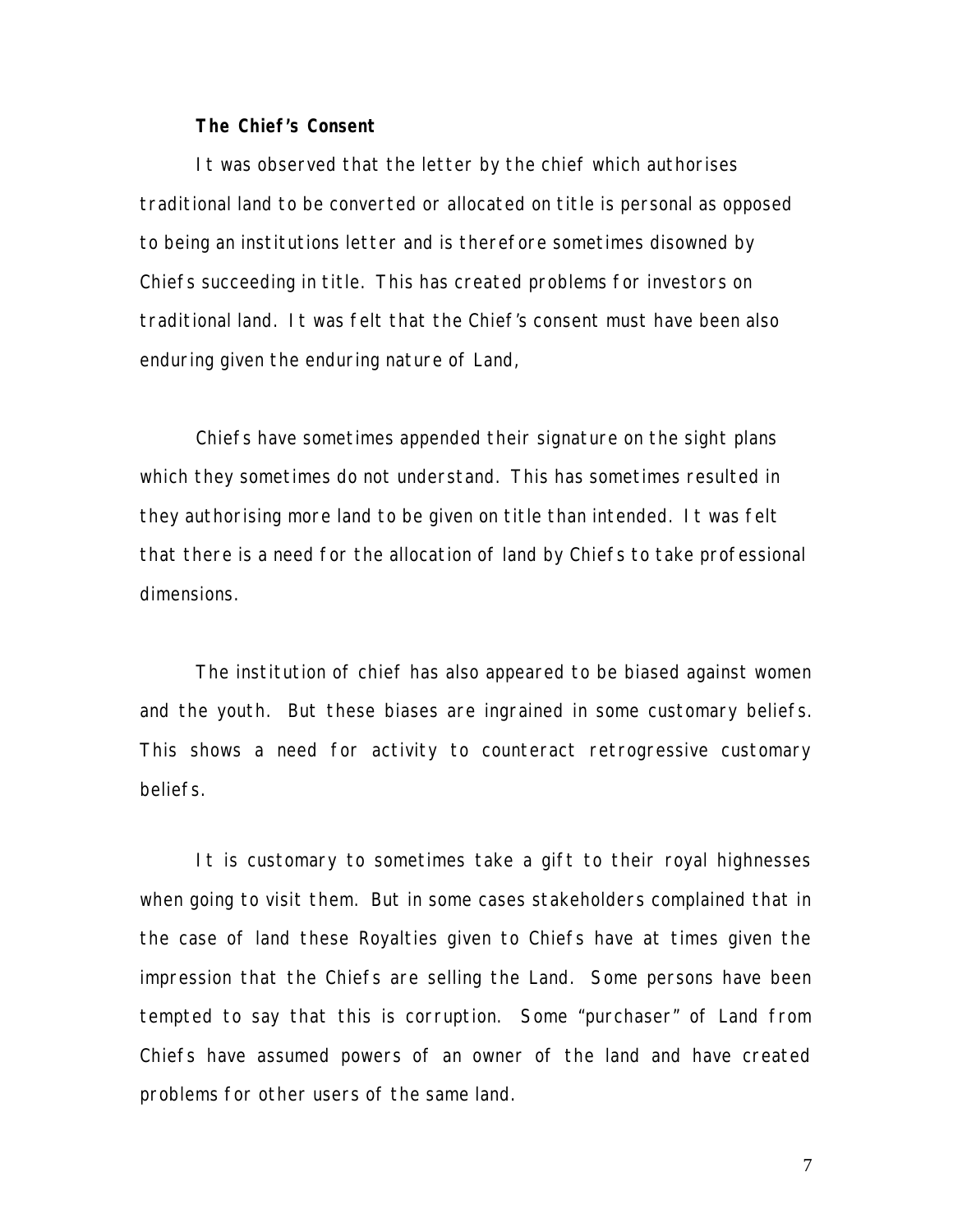**The Chief's Consent**

It was observed that the letter by the chief which authorises traditional land to be converted or allocated on title is personal as opposed to being an institutions letter and is therefore sometimes disowned by Chiefs succeeding in title. This has created problems for investors on traditional land. It was felt that the Chief's consent must have been also enduring given the enduring nature of Land,

Chiefs have sometimes appended their signature on the sight plans which they sometimes do not understand. This has sometimes resulted in they authorising more land to be given on title than intended. It was felt that there is a need for the allocation of land by Chiefs to take professional dimensions.

The institution of chief has also appeared to be biased against women and the youth. But these biases are ingrained in some customary beliefs. This shows a need for activity to counteract retrogressive customary beliefs.

It is customary to sometimes take a gift to their royal highnesses when going to visit them. But in some cases stakeholders complained that in the case of land these Royalties given to Chiefs have at times given the impression that the Chiefs are selling the Land. Some persons have been tempted to say that this is corruption. Some "purchaser" of Land from Chiefs have assumed powers of an owner of the land and have created problems for other users of the same land.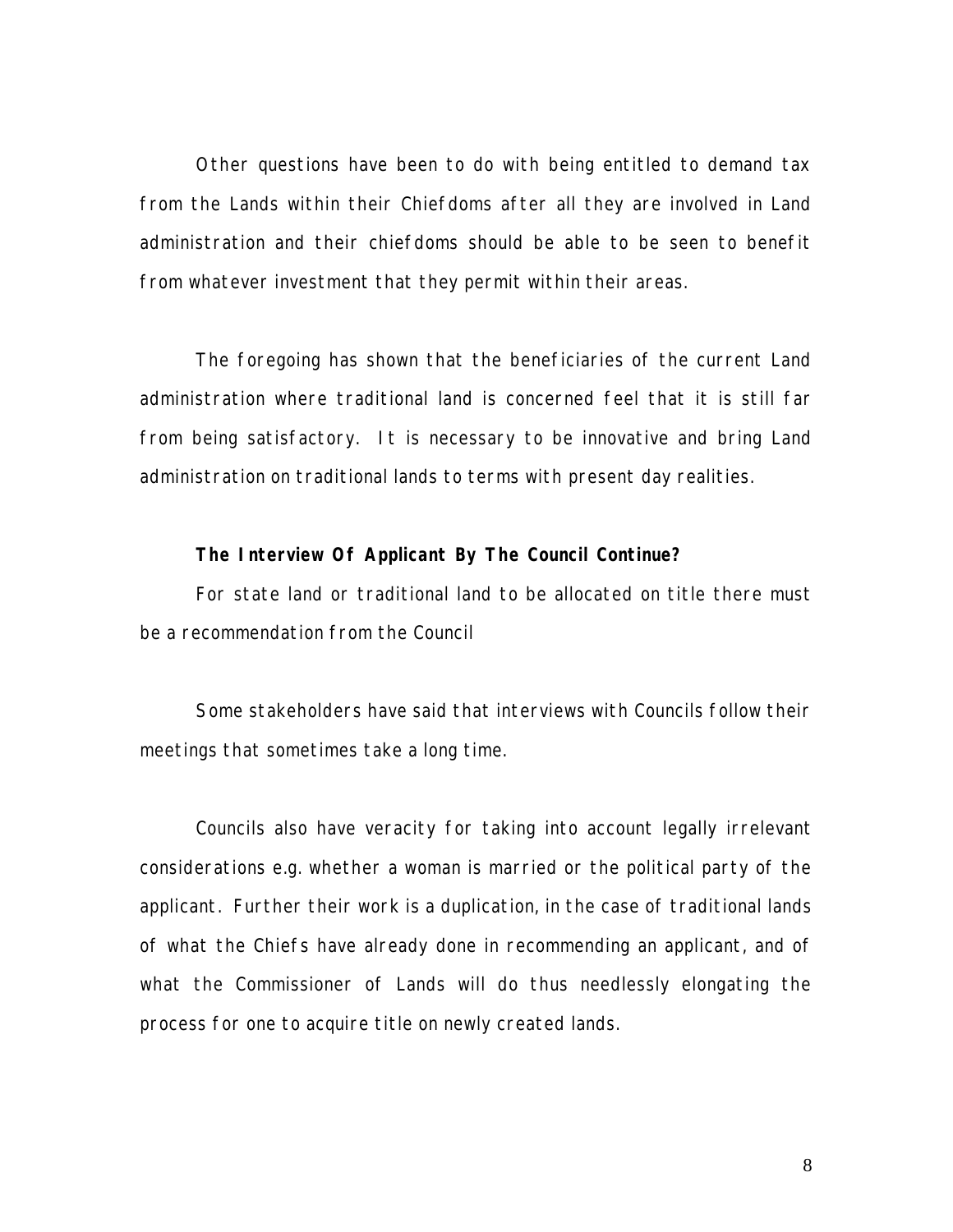Other questions have been to do with being entitled to demand tax from the Lands within their Chiefdoms after all they are involved in Land administration and their chiefdoms should be able to be seen to benefit from whatever investment that they permit within their areas.

The foregoing has shown that the beneficiaries of the current Land administration where traditional land is concerned feel that it is still far from being satisfactory. It is necessary to be innovative and bring Land administration on traditional lands to terms with present day realities.

**The Interview Of Applicant By The Council Continue?**

For state land or traditional land to be allocated on title there must be a recommendation from the Council

Some stakeholders have said that interviews with Councils follow their meetings that sometimes take a long time.

Councils also have veracity for taking into account legally irrelevant considerations e.g. whether a woman is married or the political party of the applicant. Further their work is a duplication, in the case of traditional lands of what the Chiefs have already done in recommending an applicant, and of what the Commissioner of Lands will do thus needlessly elongating the process for one to acquire title on newly created lands.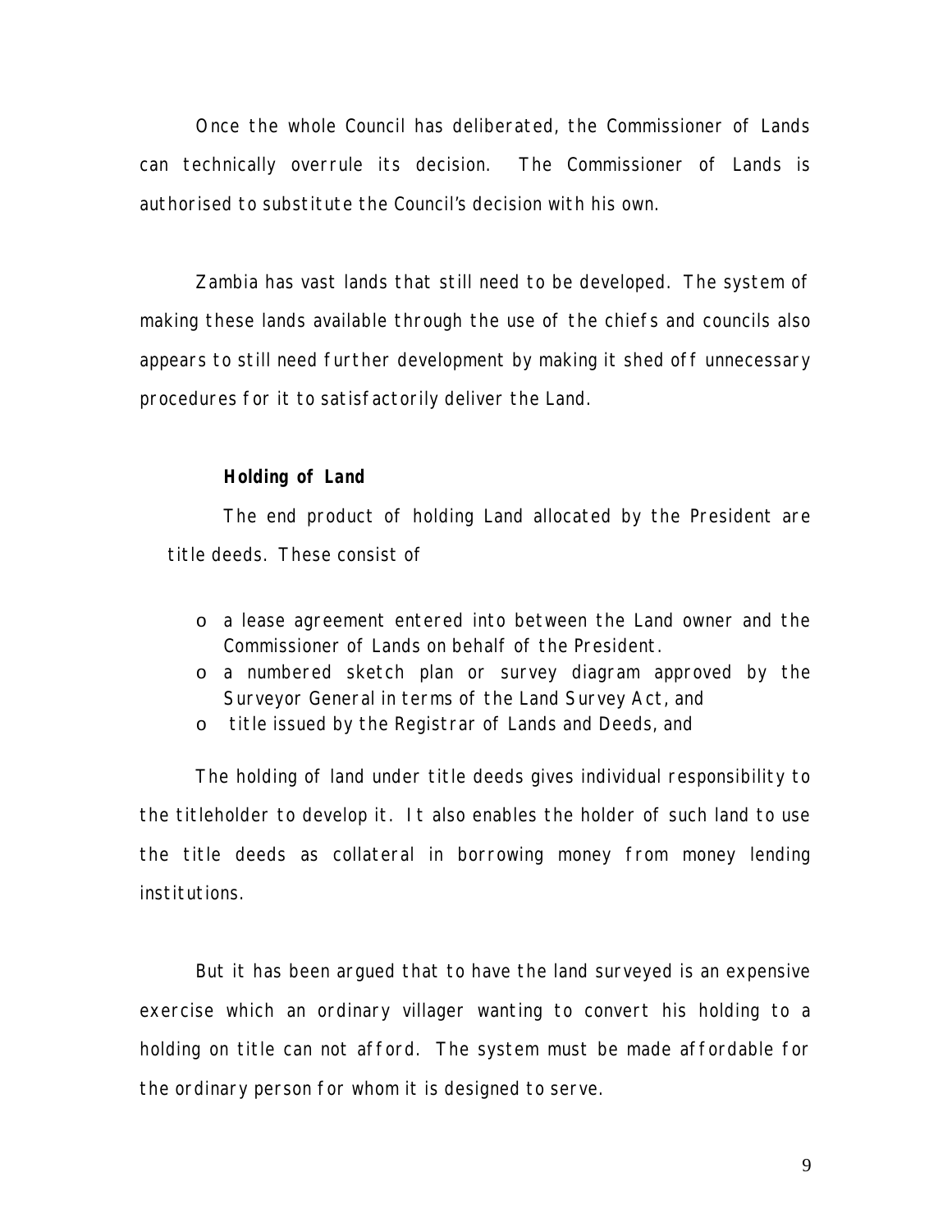Once the whole Council has deliberated, the Commissioner of Lands can technically overrule its decision. The Commissioner of Lands is authorised to substitute the Council's decision with his own.

Zambia has vast lands that still need to be developed. The system of making these lands available through the use of the chiefs and councils also appears to still need further development by making it shed off unnecessary procedures for it to satisfactorily deliver the Land.

**Holding of Land**

The end product of holding Land allocated by the President are title deeds. These consist of

- a lease agreement entered into between the Land owner and the Commissioner of Lands on behalf of the President.
- a numbered sketch plan or survey diagram approved by the Surveyor General in terms of the Land Survey Act, and
- title issued by the Registrar of Lands and Deeds, and

The holding of land under title deeds gives individual responsibility to the titleholder to develop it. It also enables the holder of such land to use the title deeds as collateral in borrowing money from money lending institutions.

But it has been argued that to have the land surveyed is an expensive exercise which an ordinary villager wanting to convert his holding to a holding on title can not afford. The system must be made affordable for the ordinary person for whom it is designed to serve.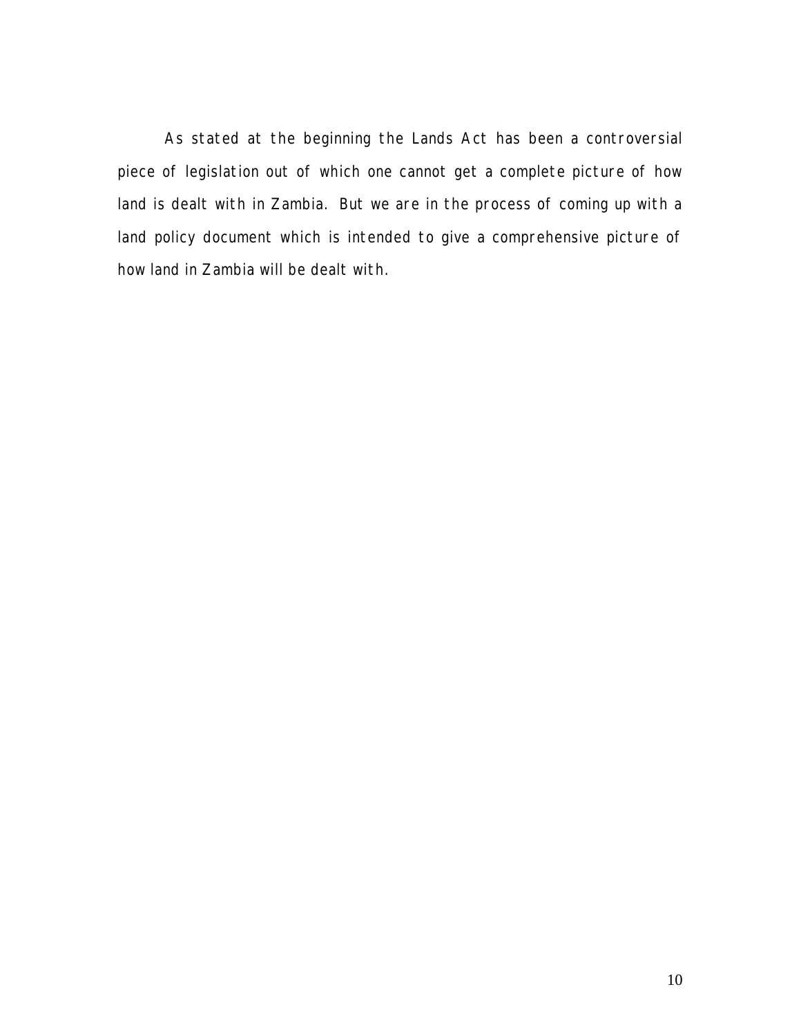As stated at the beginning the Lands Act has been a controversial piece of legislation out of which one cannot get a complete picture of how land is dealt with in Zambia. But we are in the process of coming up with a land policy document which is intended to give a comprehensive picture of how land in Zambia will be dealt with.